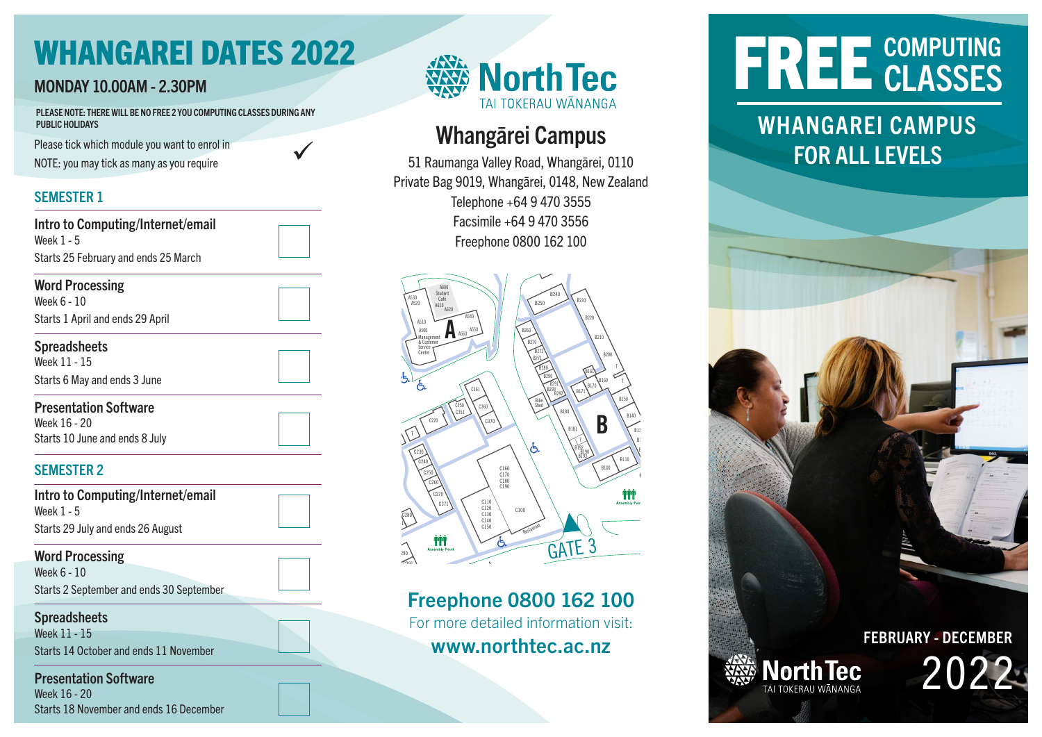# WHANGAREI DATES 2022

## MONDAY 10.00AM - 2.30PM

PLEASE NOTE: THERE WILL BE NO FREE 2 YOU COMPUTING CLASSES DURING ANY PUBLIC HOLIDAYS

Please tick which module you want to enrol in ✓

NOTE: you may tick as many as you require

### SEMESTER 1

**Intro to Computing/Internet/email**
Week 1 - 5
Starts 25 February and ends 25 March

**Word Processing**
Week 6 - 10
Starts 1 April and ends 29 April

**Spreadsheets**
Week 11 - 15
Starts 6 May and ends 3 June

**Presentation Software**
Week 16 - 20
Starts 10 June and ends 8 July

### SEMESTER 2

**Intro to Computing/Internet/email**
Week 1 - 5
Starts 29 July and ends 26 August

**Word Processing**
Week 6 - 10
Starts 2 September and ends 30 September

**Spreadsheets**
Week 11 - 15
Starts 14 October and ends 11 November

**Presentation Software**
Week 16 - 20
Starts 18 November and ends 16 December

NorthTec
TAI TOKERAU WĀNANGA

## Whangārei Campus

51 Raumanga Valley Road, Whangārei, 0110
Private Bag 9019, Whangārei, 0148, New Zealand
Telephone +64 9 470 3555
Facsimile +64 9 470 3556
Freephone 0800 162 100

GATE 3

**Freephone 0800 162 100**

For more detailed information visit:

**www.northtec.ac.nz**

# FREE COMPUTING CLASSES

## WHANGAREI CAMPUS FOR ALL LEVELS

FEBRUARY - DECEMBER 2022

NorthTec
TAI TOKERAU WĀNANGA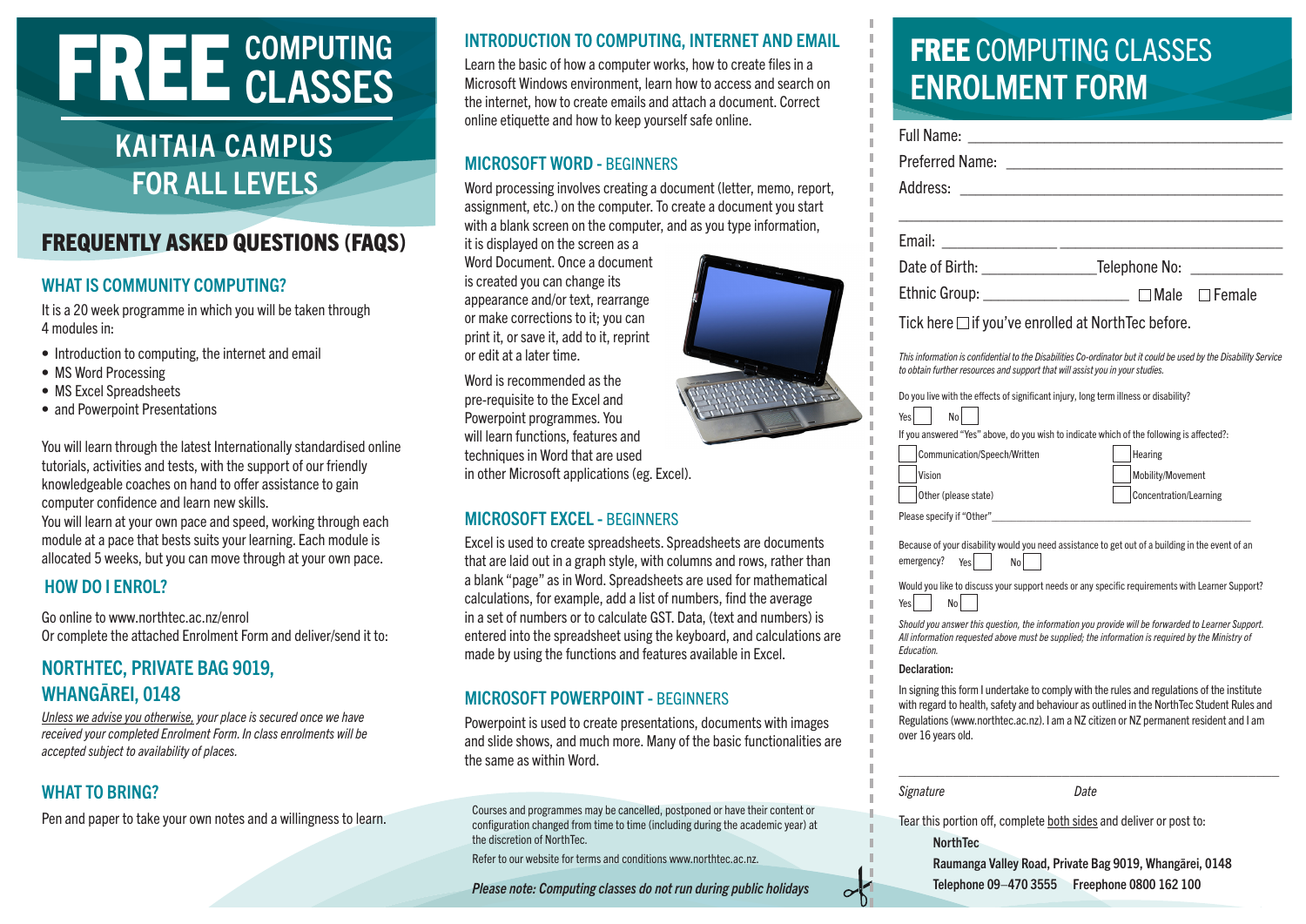# FREE COMPUTING CLASSES

## KAITAIA CAMPUS FOR ALL LEVELS

## FREQUENTLY ASKED QUESTIONS (FAQS)

### WHAT IS COMMUNITY COMPUTING?

It is a 20 week programme in which you will be taken through 4 modules in:

- Introduction to computing, the internet and email
- MS Word Processing
- MS Excel Spreadsheets
- and Powerpoint Presentations

You will learn through the latest Internationally standardised online tutorials, activities and tests, with the support of our friendly knowledgeable coaches on hand to offer assistance to gain computer confidence and learn new skills.

You will learn at your own pace and speed, working through each module at a pace that bests suits your learning. Each module is allocated 5 weeks, but you can move through at your own pace.

### HOW DO I ENROL?

Go online to www.northtec.ac.nz/enrol
Or complete the attached Enrolment Form and deliver/send it to:

### NORTHTEC, PRIVATE BAG 9019, WHANGĀREI, 0148

*Unless we advise you otherwise, your place is secured once we have received your completed Enrolment Form. In class enrolments will be accepted subject to availability of places.*

### WHAT TO BRING?

Pen and paper to take your own notes and a willingness to learn.

### INTRODUCTION TO COMPUTING, INTERNET AND EMAIL

Learn the basic of how a computer works, how to create files in a Microsoft Windows environment, learn how to access and search on the internet, how to create emails and attach a document. Correct online etiquette and how to keep yourself safe online.

### MICROSOFT WORD - BEGINNERS

Word processing involves creating a document (letter, memo, report, assignment, etc.) on the computer. To create a document you start with a blank screen on the computer, and as you type information, it is displayed on the screen as a Word Document. Once a document is created you can change its appearance and/or text, rearrange or make corrections to it; you can print it, or save it, add to it, reprint or edit at a later time.

Word is recommended as the pre-requisite to the Excel and Powerpoint programmes. You will learn functions, features and techniques in Word that are used in other Microsoft applications (eg. Excel).

### MICROSOFT EXCEL - BEGINNERS

Excel is used to create spreadsheets. Spreadsheets are documents that are laid out in a graph style, with columns and rows, rather than a blank "page" as in Word. Spreadsheets are used for mathematical calculations, for example, add a list of numbers, find the average in a set of numbers or to calculate GST. Data, (text and numbers) is entered into the spreadsheet using the keyboard, and calculations are made by using the functions and features available in Excel.

### MICROSOFT POWERPOINT - BEGINNERS

Powerpoint is used to create presentations, documents with images and slide shows, and much more. Many of the basic functionalities are the same as within Word.

Courses and programmes may be cancelled, postponed or have their content or configuration changed from time to time (including during the academic year) at the discretion of NorthTec.

Refer to our website for terms and conditions www.northtec.ac.nz.

*Please note: Computing classes do not run during public holidays*

# FREE COMPUTING CLASSES ENROLMENT FORM

Full Name: ______________________________

Preferred Name: ______________________________

Address: ______________________________

______________________________

Email: ______________________________

Date of Birth: ______________ Telephone No: ______________

Ethnic Group: ______________ ☐ Male ☐ Female

Tick here ☐ if you've enrolled at NorthTec before.

*This information is confidential to the Disabilities Co-ordinator but it could be used by the Disability Service to obtain further resources and support that will assist you in your studies.*

Do you live with the effects of significant injury, long term illness or disability?

Yes ☐ No ☐

If you answered "Yes" above, do you wish to indicate which of the following is affected?:

☐ Communication/Speech/Written ☐ Hearing
☐ Vision ☐ Mobility/Movement
☐ Other (please state) ☐ Concentration/Learning

Please specify if "Other" ______________________________

Because of your disability would you need assistance to get out of a building in the event of an emergency? Yes ☐ No ☐

Would you like to discuss your support needs or any specific requirements with Learner Support?
Yes ☐ No ☐

*Should you answer this question, the information you provide will be forwarded to Learner Support. All information requested above must be supplied; the information is required by the Ministry of Education.*

**Declaration:**

In signing this form I undertake to comply with the rules and regulations of the institute with regard to health, safety and behaviour as outlined in the NorthTec Student Rules and Regulations (www.northtec.ac.nz). I am a NZ citizen or NZ permanent resident and I am over 16 years old.

______________________________

*Signature* *Date*

Tear this portion off, complete both sides and deliver or post to:

**NorthTec**
**Raumanga Valley Road, Private Bag 9019, Whangārei, 0148**
**Telephone 09–470 3555 Freephone 0800 162 100**